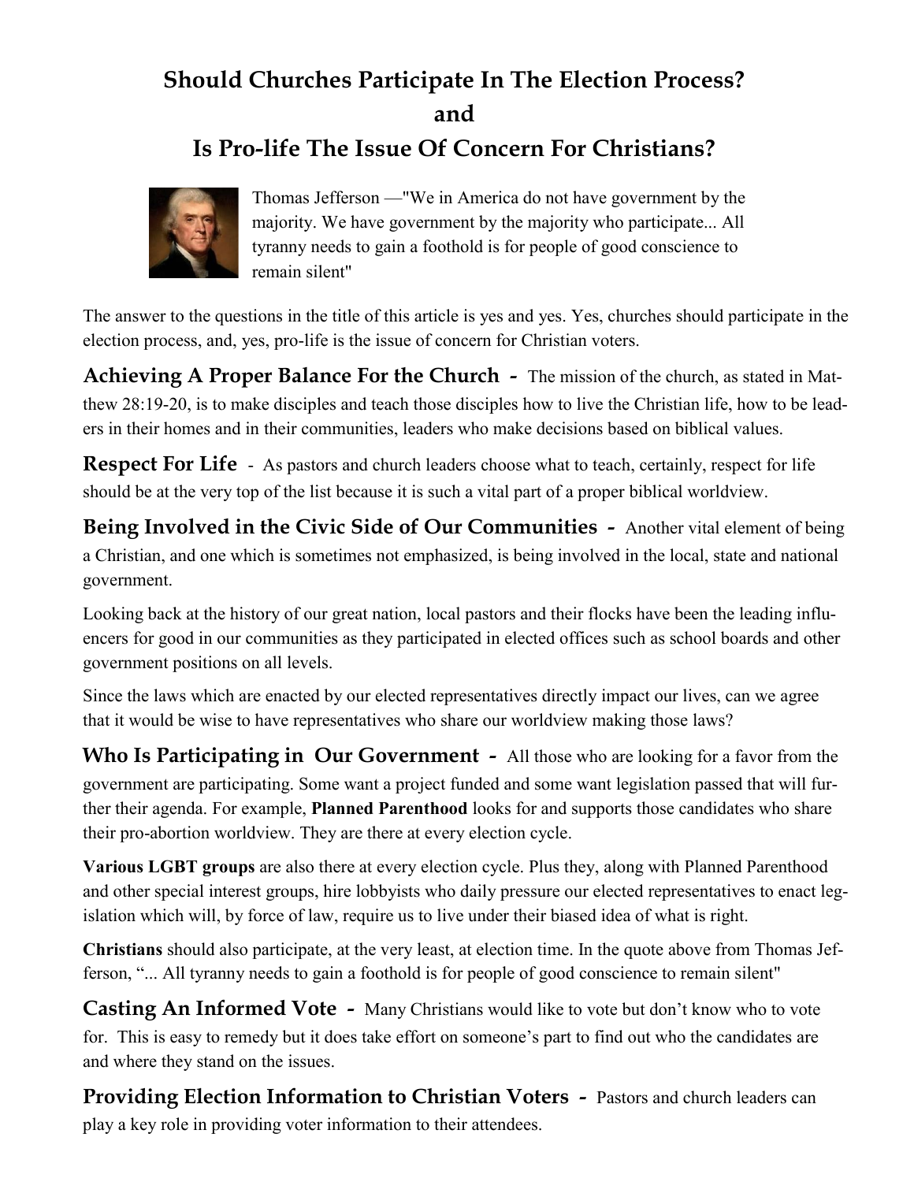# Should Churches Participate In The Election Process?
# and
# Is Pro-life The Issue Of Concern For Christians?

Thomas Jefferson —"We in America do not have government by the majority. We have government by the majority who participate... All tyranny needs to gain a foothold is for people of good conscience to remain silent"

The answer to the questions in the title of this article is yes and yes. Yes, churches should participate in the election process, and, yes, pro-life is the issue of concern for Christian voters.

**Achieving A Proper Balance For the Church -** The mission of the church, as stated in Matthew 28:19-20, is to make disciples and teach those disciples how to live the Christian life, how to be leaders in their homes and in their communities, leaders who make decisions based on biblical values.

**Respect For Life -** As pastors and church leaders choose what to teach, certainly, respect for life should be at the very top of the list because it is such a vital part of a proper biblical worldview.

**Being Involved in the Civic Side of Our Communities -** Another vital element of being a Christian, and one which is sometimes not emphasized, is being involved in the local, state and national government.

Looking back at the history of our great nation, local pastors and their flocks have been the leading influencers for good in our communities as they participated in elected offices such as school boards and other government positions on all levels.

Since the laws which are enacted by our elected representatives directly impact our lives, can we agree that it would be wise to have representatives who share our worldview making those laws?

**Who Is Participating in Our Government -** All those who are looking for a favor from the government are participating. Some want a project funded and some want legislation passed that will further their agenda. For example, **Planned Parenthood** looks for and supports those candidates who share their pro-abortion worldview. They are there at every election cycle.

**Various LGBT groups** are also there at every election cycle. Plus they, along with Planned Parenthood and other special interest groups, hire lobbyists who daily pressure our elected representatives to enact legislation which will, by force of law, require us to live under their biased idea of what is right.

**Christians** should also participate, at the very least, at election time. In the quote above from Thomas Jefferson, "... All tyranny needs to gain a foothold is for people of good conscience to remain silent"

**Casting An Informed Vote -** Many Christians would like to vote but don't know who to vote for. This is easy to remedy but it does take effort on someone's part to find out who the candidates are and where they stand on the issues.

**Providing Election Information to Christian Voters -** Pastors and church leaders can play a key role in providing voter information to their attendees.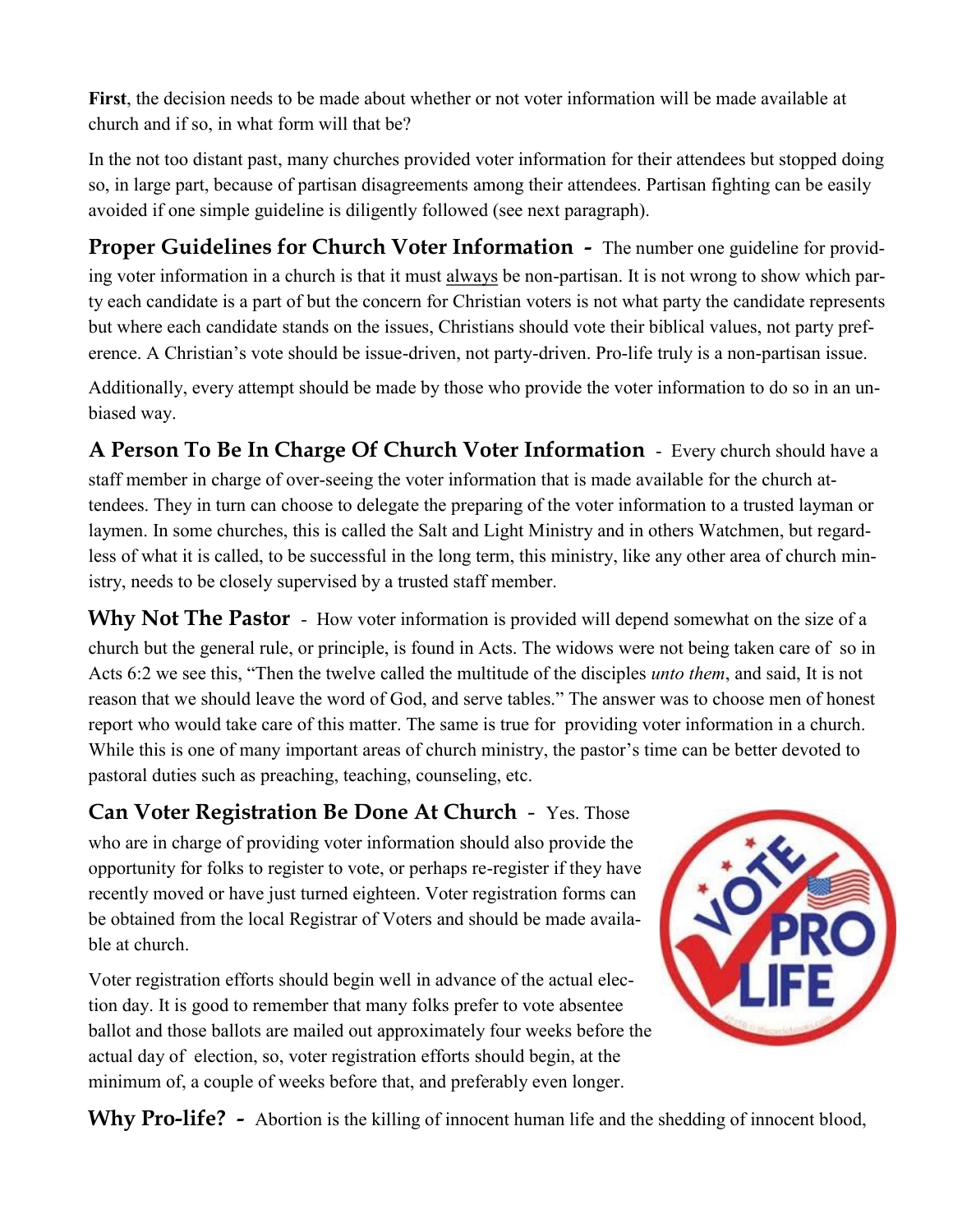**First**, the decision needs to be made about whether or not voter information will be made available at church and if so, in what form will that be?

In the not too distant past, many churches provided voter information for their attendees but stopped doing so, in large part, because of partisan disagreements among their attendees. Partisan fighting can be easily avoided if one simple guideline is diligently followed (see next paragraph).

**Proper Guidelines for Church Voter Information -** The number one guideline for providing voter information in a church is that it must <u>always</u> be non-partisan. It is not wrong to show which party each candidate is a part of but the concern for Christian voters is not what party the candidate represents but where each candidate stands on the issues, Christians should vote their biblical values, not party preference. A Christian's vote should be issue-driven, not party-driven. Pro-life truly is a non-partisan issue.

Additionally, every attempt should be made by those who provide the voter information to do so in an unbiased way.

**A Person To Be In Charge Of Church Voter Information** - Every church should have a staff member in charge of over-seeing the voter information that is made available for the church attendees. They in turn can choose to delegate the preparing of the voter information to a trusted layman or laymen. In some churches, this is called the Salt and Light Ministry and in others Watchmen, but regardless of what it is called, to be successful in the long term, this ministry, like any other area of church ministry, needs to be closely supervised by a trusted staff member.

**Why Not The Pastor** - How voter information is provided will depend somewhat on the size of a church but the general rule, or principle, is found in Acts. The widows were not being taken care of so in Acts 6:2 we see this, "Then the twelve called the multitude of the disciples *unto them*, and said, It is not reason that we should leave the word of God, and serve tables." The answer was to choose men of honest report who would take care of this matter. The same is true for providing voter information in a church. While this is one of many important areas of church ministry, the pastor's time can be better devoted to pastoral duties such as preaching, teaching, counseling, etc.

**Can Voter Registration Be Done At Church** - Yes. Those who are in charge of providing voter information should also provide the opportunity for folks to register to vote, or perhaps re-register if they have recently moved or have just turned eighteen. Voter registration forms can be obtained from the local Registrar of Voters and should be made available at church.

Voter registration efforts should begin well in advance of the actual election day. It is good to remember that many folks prefer to vote absentee ballot and those ballots are mailed out approximately four weeks before the actual day of election, so, voter registration efforts should begin, at the minimum of, a couple of weeks before that, and preferably even longer.

**Why Pro-life? -** Abortion is the killing of innocent human life and the shedding of innocent blood,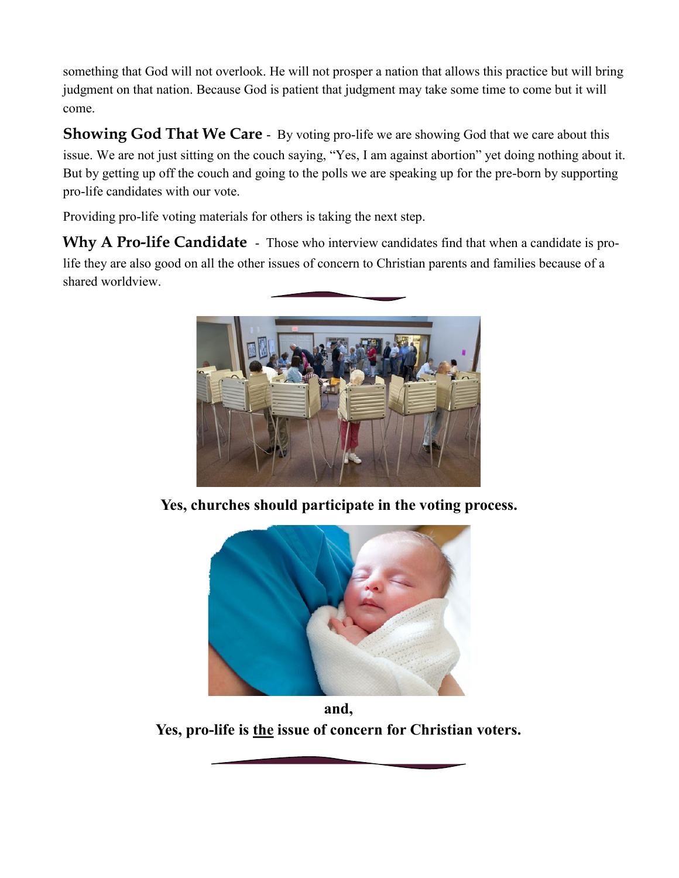something that God will not overlook. He will not prosper a nation that allows this practice but will bring judgment on that nation. Because God is patient that judgment may take some time to come but it will come.

**Showing God That We Care** - By voting pro-life we are showing God that we care about this issue. We are not just sitting on the couch saying, "Yes, I am against abortion" yet doing nothing about it. But by getting up off the couch and going to the polls we are speaking up for the pre-born by supporting pro-life candidates with our vote.

Providing pro-life voting materials for others is taking the next step.

**Why A Pro-life Candidate** - Those who interview candidates find that when a candidate is pro-life they are also good on all the other issues of concern to Christian parents and families because of a shared worldview.

**Yes, churches should participate in the voting process.**

**and,**

**Yes, pro-life is <u>the</u> issue of concern for Christian voters.**